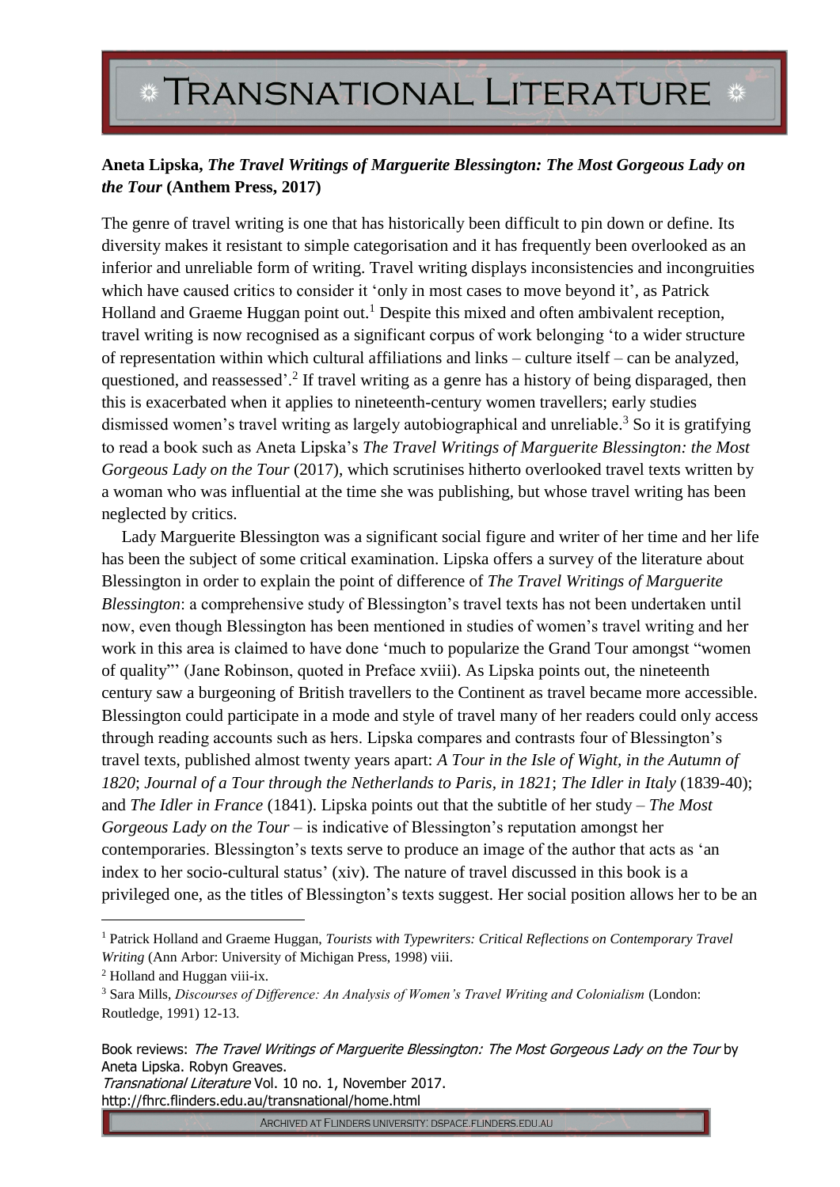**Aneta Lipska, *The Travel Writings of Marguerite Blessington: The Most Gorgeous Lady on the Tour* (Anthem Press, 2017)**

The genre of travel writing is one that has historically been difficult to pin down or define. Its diversity makes it resistant to simple categorisation and it has frequently been overlooked as an inferior and unreliable form of writing. Travel writing displays inconsistencies and incongruities which have caused critics to consider it 'only in most cases to move beyond it', as Patrick Holland and Graeme Huggan point out.[1] Despite this mixed and often ambivalent reception, travel writing is now recognised as a significant corpus of work belonging 'to a wider structure of representation within which cultural affiliations and links – culture itself – can be analyzed, questioned, and reassessed'.[2] If travel writing as a genre has a history of being disparaged, then this is exacerbated when it applies to nineteenth-century women travellers; early studies dismissed women's travel writing as largely autobiographical and unreliable.[3] So it is gratifying to read a book such as Aneta Lipska's *The Travel Writings of Marguerite Blessington: the Most Gorgeous Lady on the Tour* (2017), which scrutinises hitherto overlooked travel texts written by a woman who was influential at the time she was publishing, but whose travel writing has been neglected by critics.

Lady Marguerite Blessington was a significant social figure and writer of her time and her life has been the subject of some critical examination. Lipska offers a survey of the literature about Blessington in order to explain the point of difference of *The Travel Writings of Marguerite Blessington*: a comprehensive study of Blessington's travel texts has not been undertaken until now, even though Blessington has been mentioned in studies of women's travel writing and her work in this area is claimed to have done 'much to popularize the Grand Tour amongst "women of quality"' (Jane Robinson, quoted in Preface xviii). As Lipska points out, the nineteenth century saw a burgeoning of British travellers to the Continent as travel became more accessible. Blessington could participate in a mode and style of travel many of her readers could only access through reading accounts such as hers. Lipska compares and contrasts four of Blessington's travel texts, published almost twenty years apart: *A Tour in the Isle of Wight, in the Autumn of 1820*; *Journal of a Tour through the Netherlands to Paris, in 1821*; *The Idler in Italy* (1839-40); and *The Idler in France* (1841). Lipska points out that the subtitle of her study – *The Most Gorgeous Lady on the Tour* – is indicative of Blessington's reputation amongst her contemporaries. Blessington's texts serve to produce an image of the author that acts as 'an index to her socio-cultural status' (xiv). The nature of travel discussed in this book is a privileged one, as the titles of Blessington's texts suggest. Her social position allows her to be an

---

[1] Patrick Holland and Graeme Huggan, *Tourists with Typewriters: Critical Reflections on Contemporary Travel Writing* (Ann Arbor: University of Michigan Press, 1998) viii.

[2] Holland and Huggan viii-ix.

[3] Sara Mills, *Discourses of Difference: An Analysis of Women's Travel Writing and Colonialism* (London: Routledge, 1991) 12-13.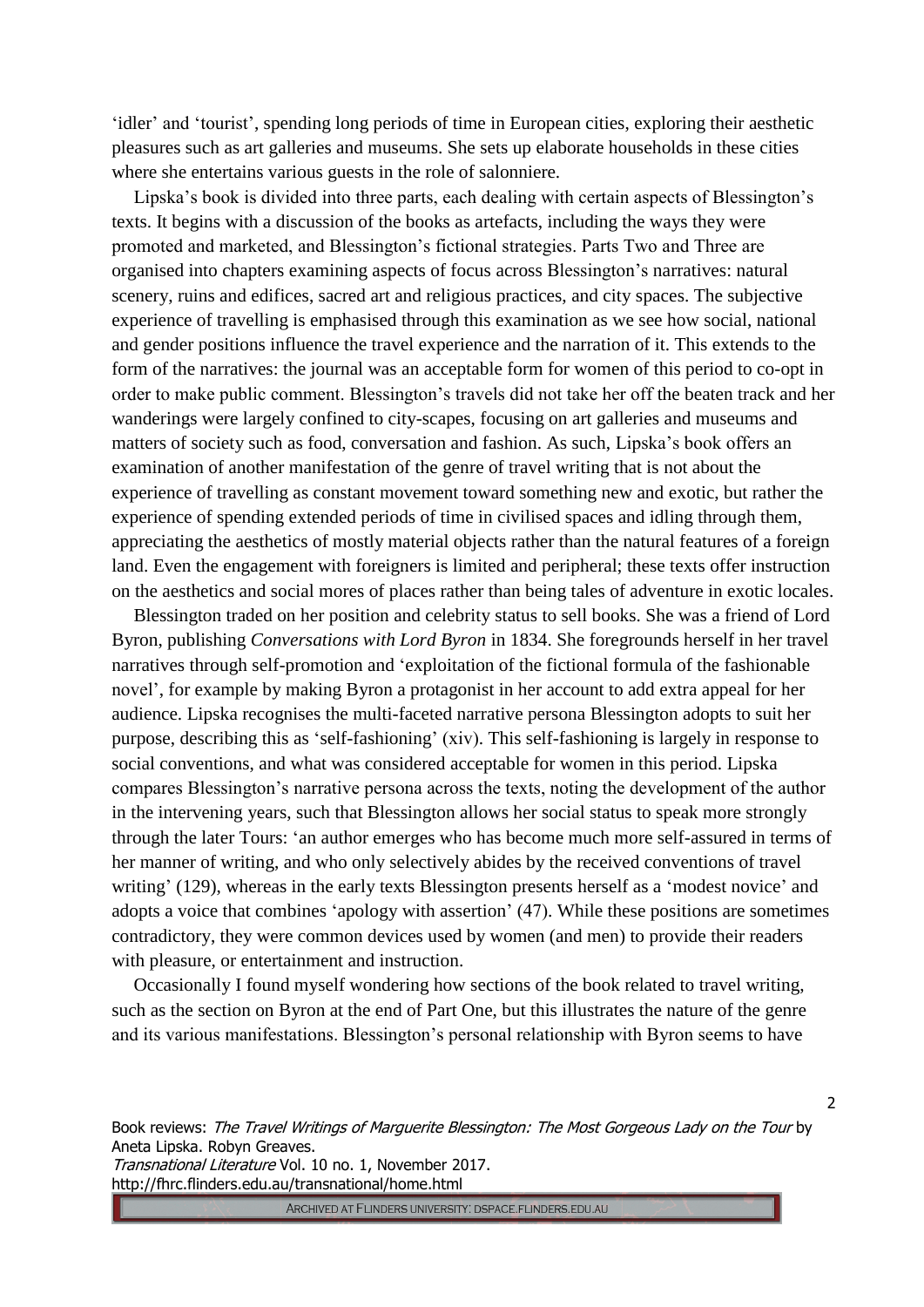'idler' and 'tourist', spending long periods of time in European cities, exploring their aesthetic pleasures such as art galleries and museums. She sets up elaborate households in these cities where she entertains various guests in the role of salonniere.

Lipska's book is divided into three parts, each dealing with certain aspects of Blessington's texts. It begins with a discussion of the books as artefacts, including the ways they were promoted and marketed, and Blessington's fictional strategies. Parts Two and Three are organised into chapters examining aspects of focus across Blessington's narratives: natural scenery, ruins and edifices, sacred art and religious practices, and city spaces. The subjective experience of travelling is emphasised through this examination as we see how social, national and gender positions influence the travel experience and the narration of it. This extends to the form of the narratives: the journal was an acceptable form for women of this period to co-opt in order to make public comment. Blessington's travels did not take her off the beaten track and her wanderings were largely confined to city-scapes, focusing on art galleries and museums and matters of society such as food, conversation and fashion. As such, Lipska's book offers an examination of another manifestation of the genre of travel writing that is not about the experience of travelling as constant movement toward something new and exotic, but rather the experience of spending extended periods of time in civilised spaces and idling through them, appreciating the aesthetics of mostly material objects rather than the natural features of a foreign land. Even the engagement with foreigners is limited and peripheral; these texts offer instruction on the aesthetics and social mores of places rather than being tales of adventure in exotic locales.

Blessington traded on her position and celebrity status to sell books. She was a friend of Lord Byron, publishing *Conversations with Lord Byron* in 1834. She foregrounds herself in her travel narratives through self-promotion and 'exploitation of the fictional formula of the fashionable novel', for example by making Byron a protagonist in her account to add extra appeal for her audience. Lipska recognises the multi-faceted narrative persona Blessington adopts to suit her purpose, describing this as 'self-fashioning' (xiv). This self-fashioning is largely in response to social conventions, and what was considered acceptable for women in this period. Lipska compares Blessington's narrative persona across the texts, noting the development of the author in the intervening years, such that Blessington allows her social status to speak more strongly through the later Tours: 'an author emerges who has become much more self-assured in terms of her manner of writing, and who only selectively abides by the received conventions of travel writing' (129), whereas in the early texts Blessington presents herself as a 'modest novice' and adopts a voice that combines 'apology with assertion' (47). While these positions are sometimes contradictory, they were common devices used by women (and men) to provide their readers with pleasure, or entertainment and instruction.

Occasionally I found myself wondering how sections of the book related to travel writing, such as the section on Byron at the end of Part One, but this illustrates the nature of the genre and its various manifestations. Blessington's personal relationship with Byron seems to have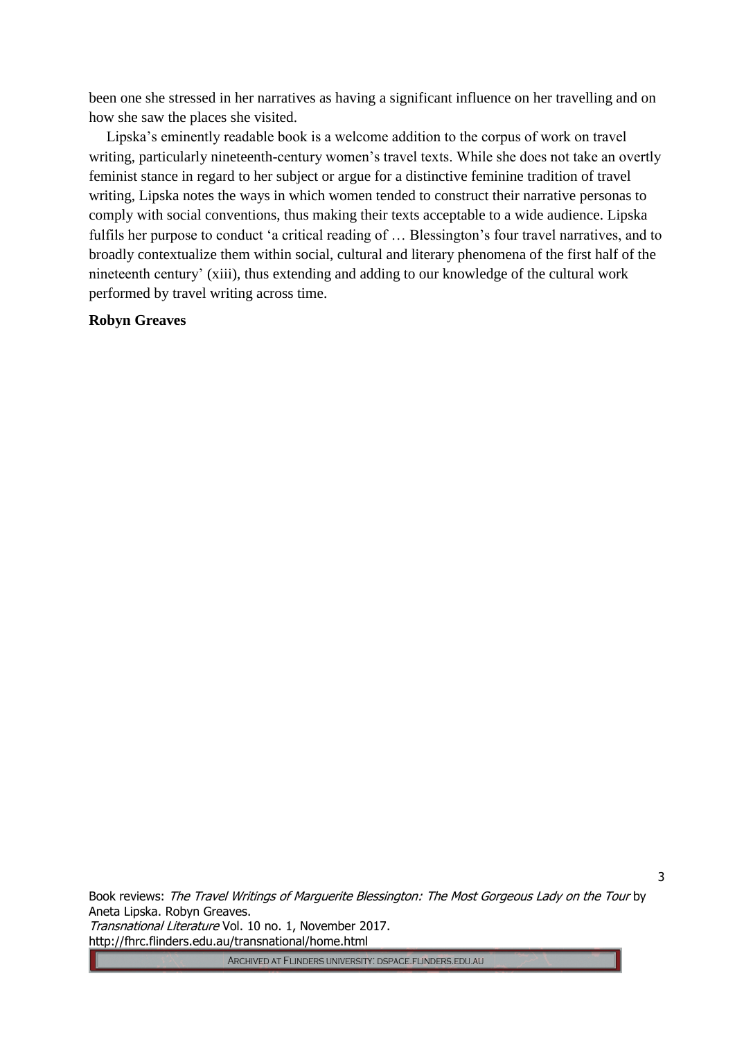been one she stressed in her narratives as having a significant influence on her travelling and on how she saw the places she visited.

Lipska's eminently readable book is a welcome addition to the corpus of work on travel writing, particularly nineteenth-century women's travel texts. While she does not take an overtly feminist stance in regard to her subject or argue for a distinctive feminine tradition of travel writing, Lipska notes the ways in which women tended to construct their narrative personas to comply with social conventions, thus making their texts acceptable to a wide audience. Lipska fulfils her purpose to conduct 'a critical reading of … Blessington's four travel narratives, and to broadly contextualize them within social, cultural and literary phenomena of the first half of the nineteenth century' (xiii), thus extending and adding to our knowledge of the cultural work performed by travel writing across time.

**Robyn Greaves**